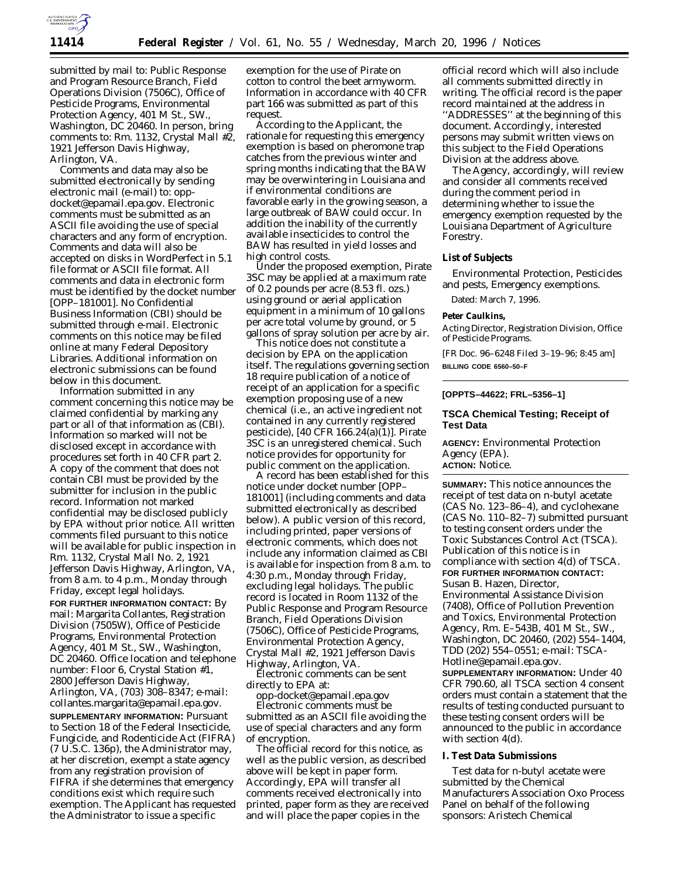submitted by mail to: Public Response and Program Resource Branch, Field Operations Division (7506C), Office of Pesticide Programs, Environmental Protection Agency, 401 M St., SW., Washington, DC 20460. In person, bring comments to: Rm. 1132, Crystal Mall #2, 1921 Jefferson Davis Highway, Arlington, VA.

Comments and data may also be submitted electronically by sending electronic mail (e-mail) to: opp-docket@epamail.epa.gov. Electronic comments must be submitted as an ASCII file avoiding the use of special characters and any form of encryption. Comments and data will also be accepted on disks in WordPerfect in 5.1 file format or ASCII file format. All comments and data in electronic form must be identified by the docket number [OPP–181001]. No Confidential Business Information (CBI) should be submitted through e-mail. Electronic comments on this notice may be filed online at many Federal Depository Libraries. Additional information on electronic submissions can be found below in this document.

Information submitted in any comment concerning this notice may be claimed confidential by marking any part or all of that information as (CBI). Information so marked will not be disclosed except in accordance with procedures set forth in 40 CFR part 2. A copy of the comment that does not contain CBI must be provided by the submitter for inclusion in the public record. Information not marked confidential may be disclosed publicly by EPA without prior notice. All written comments filed pursuant to this notice will be available for public inspection in Rm. 1132, Crystal Mall No. 2, 1921 Jefferson Davis Highway, Arlington, VA, from 8 a.m. to 4 p.m., Monday through Friday, except legal holidays.

**FOR FURTHER INFORMATION CONTACT:** By mail: Margarita Collantes, Registration Division (7505W), Office of Pesticide Programs, Environmental Protection Agency, 401 M St., SW., Washington, DC 20460. Office location and telephone number: Floor 6, Crystal Station #1, 2800 Jefferson Davis Highway, Arlington, VA, (703) 308–8347; e-mail: collantes.margarita@epamail.epa.gov.

**SUPPLEMENTARY INFORMATION:** Pursuant to Section 18 of the Federal Insecticide, Fungicide, and Rodenticide Act (FIFRA) (7 U.S.C. 136p), the Administrator may, at her discretion, exempt a state agency from any registration provision of FIFRA if she determines that emergency conditions exist which require such exemption. The Applicant has requested the Administrator to issue a specific exemption for the use of Pirate on cotton to control the beet armyworm. Information in accordance with 40 CFR part 166 was submitted as part of this request.

According to the Applicant, the rationale for requesting this emergency exemption is based on pheromone trap catches from the previous winter and spring months indicating that the BAW may be overwintering in Louisiana and if environmental conditions are favorable early in the growing season, a large outbreak of BAW could occur. In addition the inability of the currently available insecticides to control the BAW has resulted in yield losses and high control costs.

Under the proposed exemption, Pirate 3SC may be applied at a maximum rate of 0.2 pounds per acre (8.53 fl. ozs.) using ground or aerial application equipment in a minimum of 10 gallons per acre total volume by ground, or 5 gallons of spray solution per acre by air.

This notice does not constitute a decision by EPA on the application itself. The regulations governing section 18 require publication of a notice of receipt of an application for a specific exemption proposing use of a new chemical (i.e., an active ingredient not contained in any currently registered pesticide), [40 CFR 166.24(a)(1)]. Pirate 3SC is an unregistered chemical. Such notice provides for opportunity for public comment on the application.

A record has been established for this notice under docket number [OPP–181001] (including comments and data submitted electronically as described below). A public version of this record, including printed, paper versions of electronic comments, which does not include any information claimed as CBI is available for inspection from 8 a.m. to 4:30 p.m., Monday through Friday, excluding legal holidays. The public record is located in Room 1132 of the Public Response and Program Resource Branch, Field Operations Division (7506C), Office of Pesticide Programs, Environmental Protection Agency, Crystal Mall #2, 1921 Jefferson Davis Highway, Arlington, VA.

Electronic comments can be sent directly to EPA at:

opp-docket@epamail.epa.gov

Electronic comments must be submitted as an ASCII file avoiding the use of special characters and any form of encryption.

The official record for this notice, as well as the public version, as described above will be kept in paper form. Accordingly, EPA will transfer all comments received electronically into printed, paper form as they are received and will place the paper copies in the official record which will also include all comments submitted directly in writing. The official record is the paper record maintained at the address in ''ADDRESSES'' at the beginning of this document. Accordingly, interested persons may submit written views on this subject to the Field Operations Division at the address above.

The Agency, accordingly, will review and consider all comments received during the comment period in determining whether to issue the emergency exemption requested by the Louisiana Department of Agriculture Forestry.

**List of Subjects**

Environmental Protection, Pesticides and pests, Emergency exemptions.

Dated: March 7, 1996.

**Peter Caulkins,**

*Acting Director, Registration Division, Office of Pesticide Programs.*

[FR Doc. 96–6248 Filed 3–19–96; 8:45 am]

**BILLING CODE 6560–50–F**

---

**[OPPTS–44622; FRL–5356–1]**

## TSCA Chemical Testing; Receipt of Test Data

**AGENCY:** Environmental Protection Agency (EPA).

**ACTION:** Notice.

**SUMMARY:** This notice announces the receipt of test data on n-butyl acetate (CAS No. 123–86–4), and cyclohexane (CAS No. 110–82–7) submitted pursuant to testing consent orders under the Toxic Substances Control Act (TSCA). Publication of this notice is in compliance with section 4(d) of TSCA.

**FOR FURTHER INFORMATION CONTACT:** Susan B. Hazen, Director, Environmental Assistance Division (7408), Office of Pollution Prevention and Toxics, Environmental Protection Agency, Rm. E–543B, 401 M St., SW., Washington, DC 20460, (202) 554–1404, TDD (202) 554–0551; e-mail: TSCA-Hotline@epamail.epa.gov.

**SUPPLEMENTARY INFORMATION:** Under 40 CFR 790.60, all TSCA section 4 consent orders must contain a statement that the results of testing conducted pursuant to these testing consent orders will be announced to the public in accordance with section 4(d).

**I. Test Data Submissions**

Test data for n-butyl acetate were submitted by the Chemical Manufacturers Association Oxo Process Panel on behalf of the following sponsors: Aristech Chemical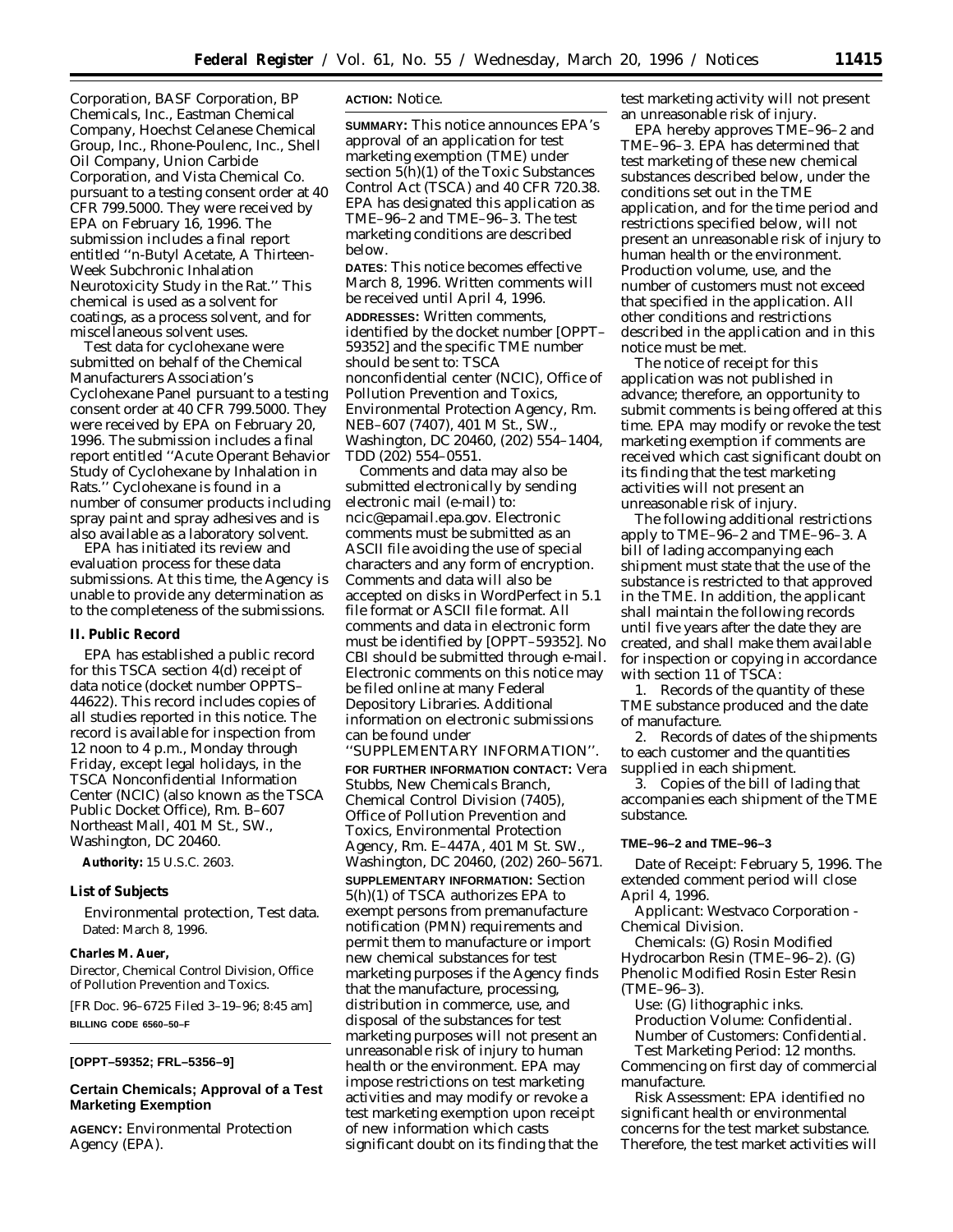Corporation, BASF Corporation, BP Chemicals, Inc., Eastman Chemical Company, Hoechst Celanese Chemical Group, Inc., Rhone-Poulenc, Inc., Shell Oil Company, Union Carbide Corporation, and Vista Chemical Co. pursuant to a testing consent order at 40 CFR 799.5000. They were received by EPA on February 16, 1996. The submission includes a final report entitled ''n-Butyl Acetate, A Thirteen-Week Subchronic Inhalation Neurotoxicity Study in the Rat.'' This chemical is used as a solvent for coatings, as a process solvent, and for miscellaneous solvent uses.

Test data for cyclohexane were submitted on behalf of the Chemical Manufacturers Association's Cyclohexane Panel pursuant to a testing consent order at 40 CFR 799.5000. They were received by EPA on February 20, 1996. The submission includes a final report entitled ''Acute Operant Behavior Study of Cyclohexane by Inhalation in Rats.'' Cyclohexane is found in a number of consumer products including spray paint and spray adhesives and is also available as a laboratory solvent.

EPA has initiated its review and evaluation process for these data submissions. At this time, the Agency is unable to provide any determination as to the completeness of the submissions.

## II. Public Record

EPA has established a public record for this TSCA section 4(d) receipt of data notice (docket number OPPTS–44622). This record includes copies of all studies reported in this notice. The record is available for inspection from 12 noon to 4 p.m., Monday through Friday, except legal holidays, in the TSCA Nonconfidential Information Center (NCIC) (also known as the TSCA Public Docket Office), Rm. B–607 Northeast Mall, 401 M St., SW., Washington, DC 20460.

**Authority:** 15 U.S.C. 2603.

### List of Subjects

Environmental protection, Test data.

Dated: March 8, 1996.

**Charles M. Auer,**

*Director, Chemical Control Division, Office of Pollution Prevention and Toxics.*

[FR Doc. 96–6725 Filed 3–19–96; 8:45 am]

**BILLING CODE 6560–50–F**

**[OPPT–59352; FRL–5356–9]**

## Certain Chemicals; Approval of a Test Marketing Exemption

**AGENCY:** Environmental Protection Agency (EPA).

**ACTION:** Notice.

**SUMMARY:** This notice announces EPA's approval of an application for test marketing exemption (TME) under section 5(h)(1) of the Toxic Substances Control Act (TSCA) and 40 CFR 720.38. EPA has designated this application as TME–96–2 and TME–96–3. The test marketing conditions are described below.

**DATES**: This notice becomes effective March 8, 1996. Written comments will be received until April 4, 1996.

**ADDRESSES:** Written comments, identified by the docket number [OPPT–59352] and the specific TME number should be sent to: TSCA nonconfidential center (NCIC), Office of Pollution Prevention and Toxics, Environmental Protection Agency, Rm. NEB–607 (7407), 401 M St., SW., Washington, DC 20460, (202) 554–1404, TDD (202) 554–0551.

Comments and data may also be submitted electronically by sending electronic mail (e-mail) to: ncic@epamail.epa.gov. Electronic comments must be submitted as an ASCII file avoiding the use of special characters and any form of encryption. Comments and data will also be accepted on disks in WordPerfect in 5.1 file format or ASCII file format. All comments and data in electronic form must be identified by [OPPT–59352]. No CBI should be submitted through e-mail. Electronic comments on this notice may be filed online at many Federal Depository Libraries. Additional information on electronic submissions can be found under ''SUPPLEMENTARY INFORMATION''.

**FOR FURTHER INFORMATION CONTACT:** Vera Stubbs, New Chemicals Branch, Chemical Control Division (7405), Office of Pollution Prevention and Toxics, Environmental Protection Agency, Rm. E–447A, 401 M St. SW., Washington, DC 20460, (202) 260–5671.

**SUPPLEMENTARY INFORMATION:** Section 5(h)(1) of TSCA authorizes EPA to exempt persons from premanufacture notification (PMN) requirements and permit them to manufacture or import new chemical substances for test marketing purposes if the Agency finds that the manufacture, processing, distribution in commerce, use, and disposal of the substances for test marketing purposes will not present an unreasonable risk of injury to human health or the environment. EPA may impose restrictions on test marketing activities and may modify or revoke a test marketing exemption upon receipt of new information which casts significant doubt on its finding that the test marketing activity will not present an unreasonable risk of injury.

EPA hereby approves TME–96–2 and TME–96–3. EPA has determined that test marketing of these new chemical substances described below, under the conditions set out in the TME application, and for the time period and restrictions specified below, will not present an unreasonable risk of injury to human health or the environment. Production volume, use, and the number of customers must not exceed that specified in the application. All other conditions and restrictions described in the application and in this notice must be met.

The notice of receipt for this application was not published in advance; therefore, an opportunity to submit comments is being offered at this time. EPA may modify or revoke the test marketing exemption if comments are received which cast significant doubt on its finding that the test marketing activities will not present an unreasonable risk of injury.

The following additional restrictions apply to TME–96–2 and TME–96–3. A bill of lading accompanying each shipment must state that the use of the substance is restricted to that approved in the TME. In addition, the applicant shall maintain the following records until five years after the date they are created, and shall make them available for inspection or copying in accordance with section 11 of TSCA:

1. Records of the quantity of these TME substance produced and the date of manufacture.
2. Records of dates of the shipments to each customer and the quantities supplied in each shipment.
3. Copies of the bill of lading that accompanies each shipment of the TME substance.

### TME–96–2 and TME–96–3

*Date of Receipt:* February 5, 1996. The extended comment period will close April 4, 1996.

*Applicant:* Westvaco Corporation - Chemical Division.

*Chemicals:* (G) Rosin Modified Hydrocarbon Resin (TME–96–2). (G) Phenolic Modified Rosin Ester Resin (TME–96–3).

*Use:* (G) lithographic inks.

*Production Volume:* Confidential.

*Number of Customers:* Confidential.

*Test Marketing Period:* 12 months. Commencing on first day of commercial manufacture.

*Risk Assessment:* EPA identified no significant health or environmental concerns for the test market substance. Therefore, the test market activities will